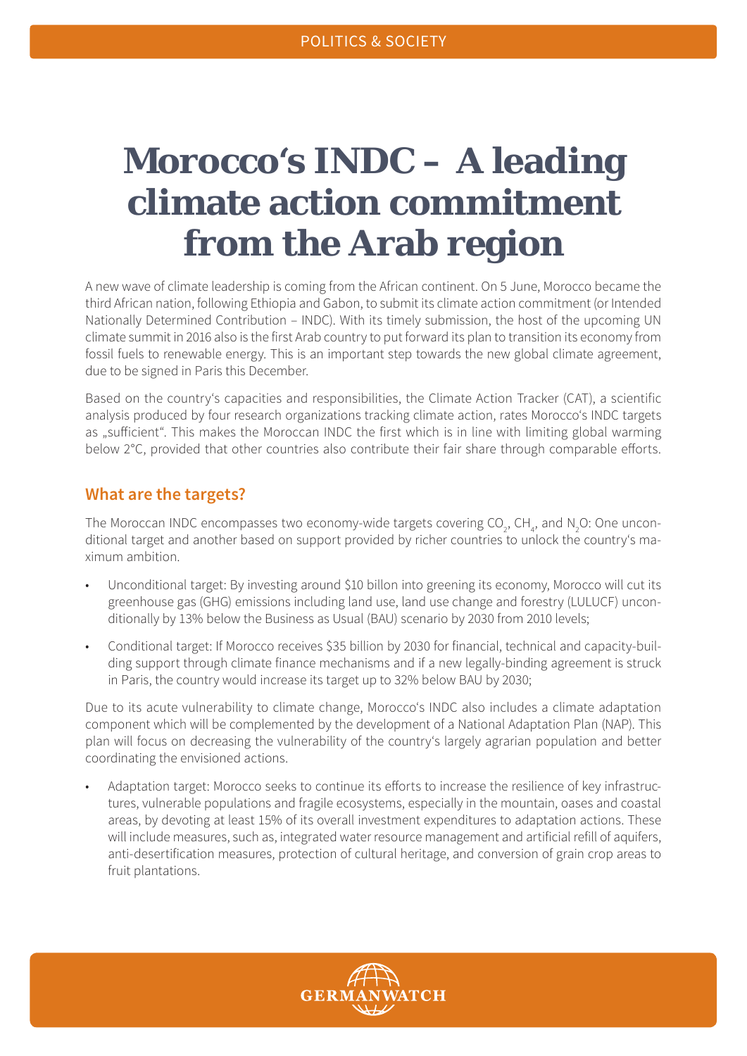POLITICS & SOCIETY

# Morocco‘s INDC – A leading climate action commitment from the Arab region

A new wave of climate leadership is coming from the African continent. On 5 June, Morocco became the third African nation, following Ethiopia and Gabon, to submit its climate action commitment (or Intended Nationally Determined Contribution – INDC). With its timely submission, the host of the upcoming UN climate summit in 2016 also is the first Arab country to put forward its plan to transition its economy from fossil fuels to renewable energy. This is an important step towards the new global climate agreement, due to be signed in Paris this December.

Based on the country‘s capacities and responsibilities, the Climate Action Tracker (CAT), a scientific analysis produced by four research organizations tracking climate action, rates Morocco‘s INDC targets as „sufficient". This makes the Moroccan INDC the first which is in line with limiting global warming below 2°C, provided that other countries also contribute their fair share through comparable efforts.

## What are the targets?

The Moroccan INDC encompasses two economy-wide targets covering $CO_2$, $CH_4$, and $N_2O$: One unconditional target and another based on support provided by richer countries to unlock the country‘s maximum ambition.

- Unconditional target: By investing around $10 billon into greening its economy, Morocco will cut its greenhouse gas (GHG) emissions including land use, land use change and forestry (LULUCF) unconditionally by 13% below the Business as Usual (BAU) scenario by 2030 from 2010 levels;
- Conditional target: If Morocco receives $35 billion by 2030 for financial, technical and capacity-building support through climate finance mechanisms and if a new legally-binding agreement is struck in Paris, the country would increase its target up to 32% below BAU by 2030;

Due to its acute vulnerability to climate change, Morocco‘s INDC also includes a climate adaptation component which will be complemented by the development of a National Adaptation Plan (NAP). This plan will focus on decreasing the vulnerability of the country‘s largely agrarian population and better coordinating the envisioned actions.

- Adaptation target: Morocco seeks to continue its efforts to increase the resilience of key infrastructures, vulnerable populations and fragile ecosystems, especially in the mountain, oases and coastal areas, by devoting at least 15% of its overall investment expenditures to adaptation actions. These will include measures, such as, integrated water resource management and artificial refill of aquifers, anti-desertification measures, protection of cultural heritage, and conversion of grain crop areas to fruit plantations.

GERMANWATCH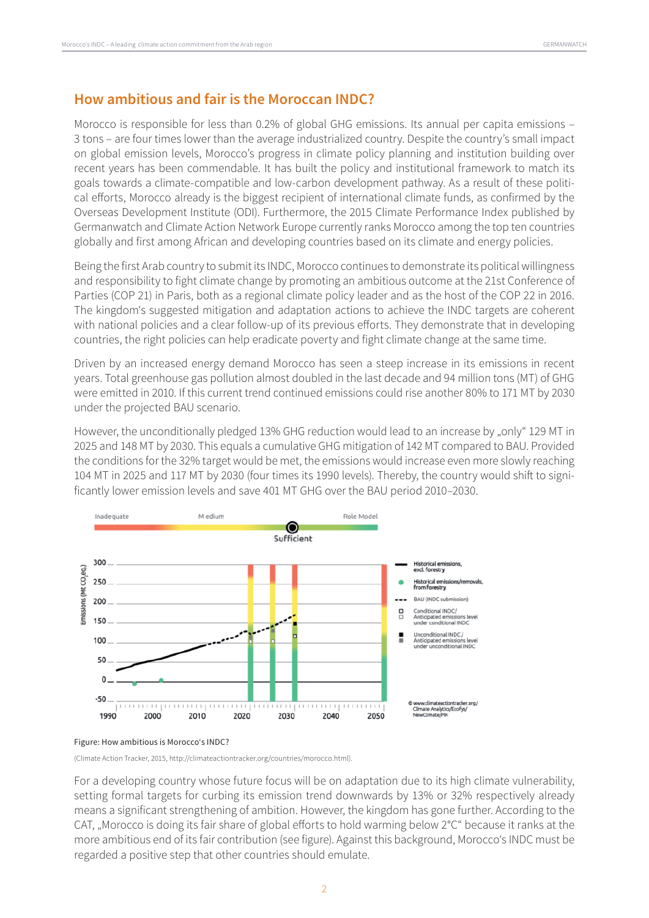## How ambitious and fair is the Moroccan INDC?

Morocco is responsible for less than 0.2% of global GHG emissions. Its annual per capita emissions – 3 tons – are four times lower than the average industrialized country. Despite the country's small impact on global emission levels, Morocco's progress in climate policy planning and institution building over recent years has been commendable. It has built the policy and institutional framework to match its goals towards a climate-compatible and low-carbon development pathway. As a result of these political efforts, Morocco already is the biggest recipient of international climate funds, as confirmed by the Overseas Development Institute (ODI). Furthermore, the 2015 Climate Performance Index published by Germanwatch and Climate Action Network Europe currently ranks Morocco among the top ten countries globally and first among African and developing countries based on its climate and energy policies.

Being the first Arab country to submit its INDC, Morocco continues to demonstrate its political willingness and responsibility to fight climate change by promoting an ambitious outcome at the 21st Conference of Parties (COP 21) in Paris, both as a regional climate policy leader and as the host of the COP 22 in 2016. The kingdom's suggested mitigation and adaptation actions to achieve the INDC targets are coherent with national policies and a clear follow-up of its previous efforts. They demonstrate that in developing countries, the right policies can help eradicate poverty and fight climate change at the same time.

Driven by an increased energy demand Morocco has seen a steep increase in its emissions in recent years. Total greenhouse gas pollution almost doubled in the last decade and 94 million tons (MT) of GHG were emitted in 2010. If this current trend continued emissions could rise another 80% to 171 MT by 2030 under the projected BAU scenario.

However, the unconditionally pledged 13% GHG reduction would lead to an increase by „only" 129 MT in 2025 and 148 MT by 2030. This equals a cumulative GHG mitigation of 142 MT compared to BAU. Provided the conditions for the 32% target would be met, the emissions would increase even more slowly reaching 104 MT in 2025 and 117 MT by 2030 (four times its 1990 levels). Thereby, the country would shift to significantly lower emission levels and save 401 MT GHG over the BAU period 2010–2030.

Figure: How ambitious is Morocco's INDC?

(Climate Action Tracker, 2015, http://climateactiontracker.org/countries/morocco.html).

For a developing country whose future focus will be on adaptation due to its high climate vulnerability, setting formal targets for curbing its emission trend downwards by 13% or 32% respectively already means a significant strengthening of ambition. However, the kingdom has gone further. According to the CAT, „Morocco is doing its fair share of global efforts to hold warming below 2°C" because it ranks at the more ambitious end of its fair contribution (see figure). Against this background, Morocco's INDC must be regarded a positive step that other countries should emulate.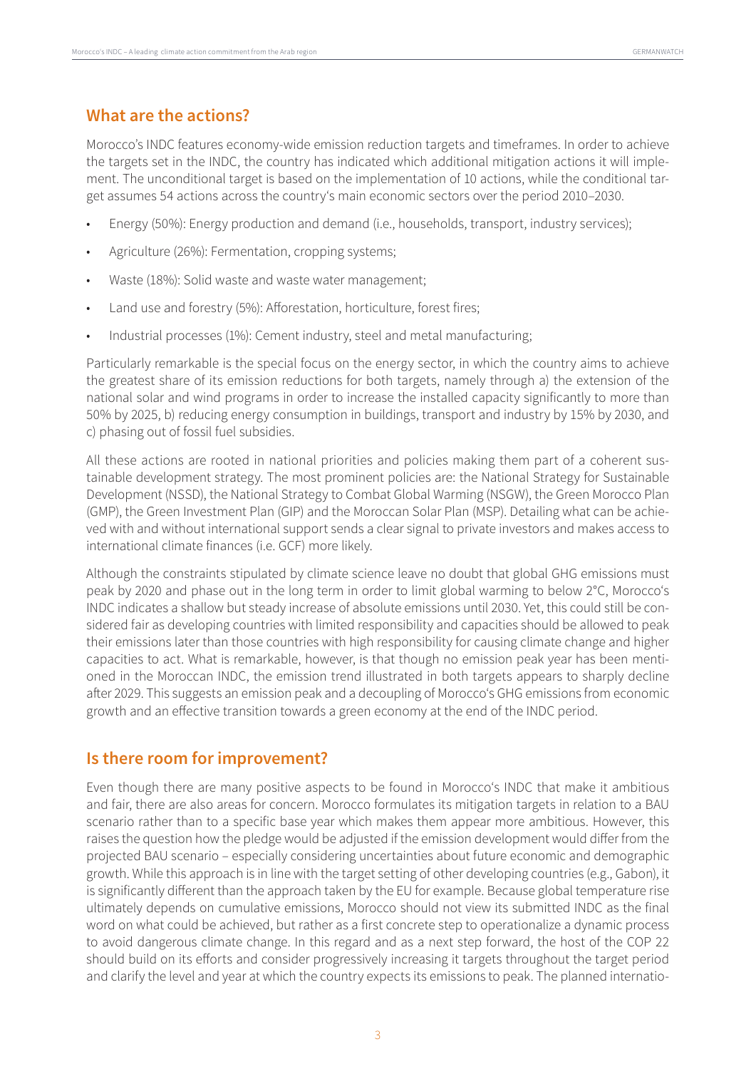## What are the actions?

Morocco's INDC features economy-wide emission reduction targets and timeframes. In order to achieve the targets set in the INDC, the country has indicated which additional mitigation actions it will implement. The unconditional target is based on the implementation of 10 actions, while the conditional target assumes 54 actions across the country's main economic sectors over the period 2010–2030.

- Energy (50%): Energy production and demand (i.e., households, transport, industry services);
- Agriculture (26%): Fermentation, cropping systems;
- Waste (18%): Solid waste and waste water management;
- Land use and forestry (5%): Afforestation, horticulture, forest fires;
- Industrial processes (1%): Cement industry, steel and metal manufacturing;

Particularly remarkable is the special focus on the energy sector, in which the country aims to achieve the greatest share of its emission reductions for both targets, namely through a) the extension of the national solar and wind programs in order to increase the installed capacity significantly to more than 50% by 2025, b) reducing energy consumption in buildings, transport and industry by 15% by 2030, and c) phasing out of fossil fuel subsidies.

All these actions are rooted in national priorities and policies making them part of a coherent sustainable development strategy. The most prominent policies are: the National Strategy for Sustainable Development (NSSD), the National Strategy to Combat Global Warming (NSGW), the Green Morocco Plan (GMP), the Green Investment Plan (GIP) and the Moroccan Solar Plan (MSP). Detailing what can be achieved with and without international support sends a clear signal to private investors and makes access to international climate finances (i.e. GCF) more likely.

Although the constraints stipulated by climate science leave no doubt that global GHG emissions must peak by 2020 and phase out in the long term in order to limit global warming to below 2°C, Morocco's INDC indicates a shallow but steady increase of absolute emissions until 2030. Yet, this could still be considered fair as developing countries with limited responsibility and capacities should be allowed to peak their emissions later than those countries with high responsibility for causing climate change and higher capacities to act. What is remarkable, however, is that though no emission peak year has been mentioned in the Moroccan INDC, the emission trend illustrated in both targets appears to sharply decline after 2029. This suggests an emission peak and a decoupling of Morocco's GHG emissions from economic growth and an effective transition towards a green economy at the end of the INDC period.

## Is there room for improvement?

Even though there are many positive aspects to be found in Morocco's INDC that make it ambitious and fair, there are also areas for concern. Morocco formulates its mitigation targets in relation to a BAU scenario rather than to a specific base year which makes them appear more ambitious. However, this raises the question how the pledge would be adjusted if the emission development would differ from the projected BAU scenario – especially considering uncertainties about future economic and demographic growth. While this approach is in line with the target setting of other developing countries (e.g., Gabon), it is significantly different than the approach taken by the EU for example. Because global temperature rise ultimately depends on cumulative emissions, Morocco should not view its submitted INDC as the final word on what could be achieved, but rather as a first concrete step to operationalize a dynamic process to avoid dangerous climate change. In this regard and as a next step forward, the host of the COP 22 should build on its efforts and consider progressively increasing it targets throughout the target period and clarify the level and year at which the country expects its emissions to peak. The planned internatio-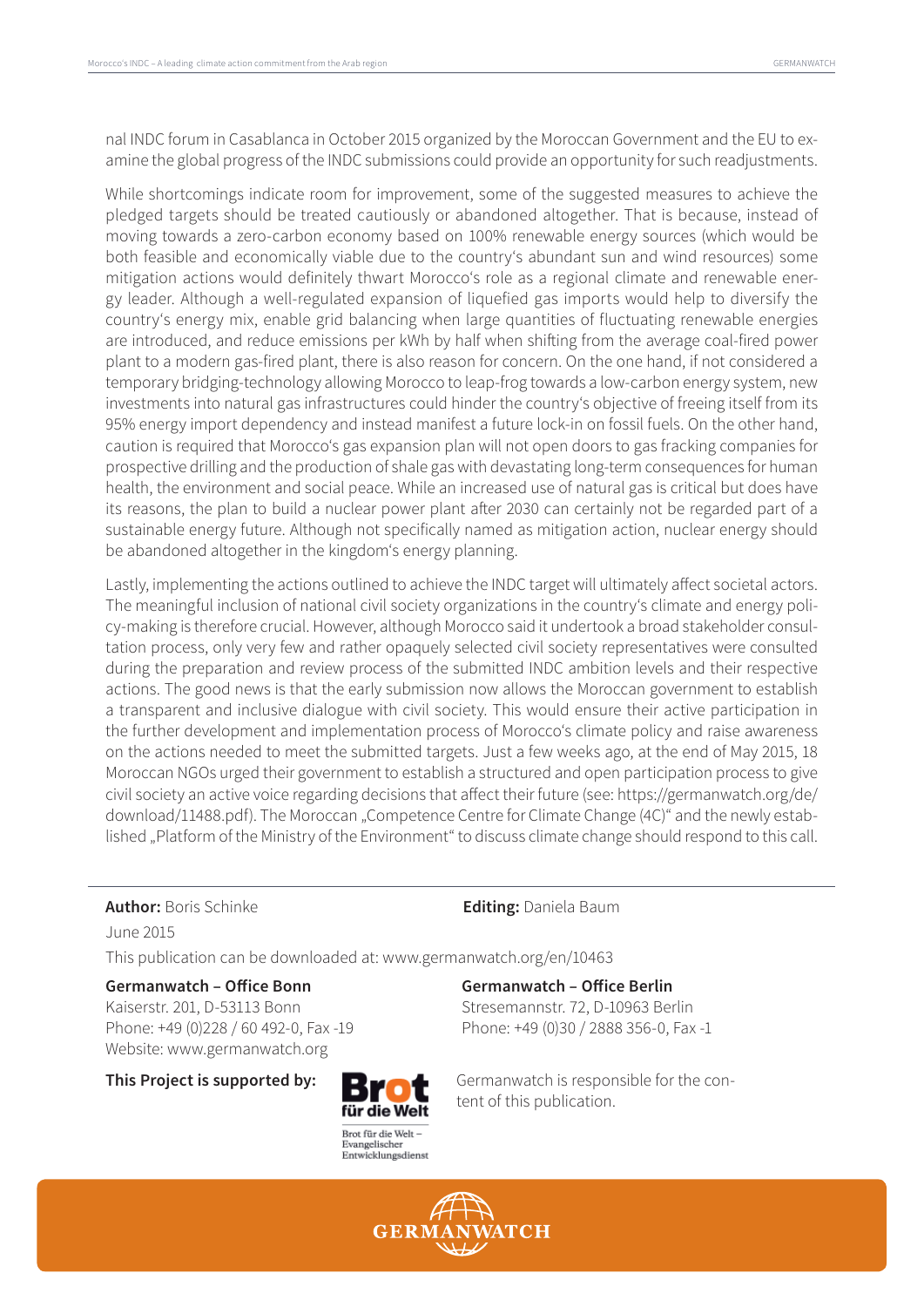nal INDC forum in Casablanca in October 2015 organized by the Moroccan Government and the EU to examine the global progress of the INDC submissions could provide an opportunity for such readjustments.

While shortcomings indicate room for improvement, some of the suggested measures to achieve the pledged targets should be treated cautiously or abandoned altogether. That is because, instead of moving towards a zero-carbon economy based on 100% renewable energy sources (which would be both feasible and economically viable due to the country's abundant sun and wind resources) some mitigation actions would definitely thwart Morocco's role as a regional climate and renewable energy leader. Although a well-regulated expansion of liquefied gas imports would help to diversify the country's energy mix, enable grid balancing when large quantities of fluctuating renewable energies are introduced, and reduce emissions per kWh by half when shifting from the average coal-fired power plant to a modern gas-fired plant, there is also reason for concern. On the one hand, if not considered a temporary bridging-technology allowing Morocco to leap-frog towards a low-carbon energy system, new investments into natural gas infrastructures could hinder the country's objective of freeing itself from its 95% energy import dependency and instead manifest a future lock-in on fossil fuels. On the other hand, caution is required that Morocco's gas expansion plan will not open doors to gas fracking companies for prospective drilling and the production of shale gas with devastating long-term consequences for human health, the environment and social peace. While an increased use of natural gas is critical but does have its reasons, the plan to build a nuclear power plant after 2030 can certainly not be regarded part of a sustainable energy future. Although not specifically named as mitigation action, nuclear energy should be abandoned altogether in the kingdom's energy planning.

Lastly, implementing the actions outlined to achieve the INDC target will ultimately affect societal actors. The meaningful inclusion of national civil society organizations in the country's climate and energy policy-making is therefore crucial. However, although Morocco said it undertook a broad stakeholder consultation process, only very few and rather opaquely selected civil society representatives were consulted during the preparation and review process of the submitted INDC ambition levels and their respective actions. The good news is that the early submission now allows the Moroccan government to establish a transparent and inclusive dialogue with civil society. This would ensure their active participation in the further development and implementation process of Morocco's climate policy and raise awareness on the actions needed to meet the submitted targets. Just a few weeks ago, at the end of May 2015, 18 Moroccan NGOs urged their government to establish a structured and open participation process to give civil society an active voice regarding decisions that affect their future (see: https://germanwatch.org/de/download/11488.pdf). The Moroccan „Competence Centre for Climate Change (4C)" and the newly established „Platform of the Ministry of the Environment" to discuss climate change should respond to this call.

---

**Author:** Boris Schinke

**Editing:** Daniela Baum

June 2015

This publication can be downloaded at: www.germanwatch.org/en/10463

**Germanwatch – Office Bonn**
Kaiserstr. 201, D-53113 Bonn
Phone: +49 (0)228 / 60 492-0, Fax -19
Website: www.germanwatch.org

**Germanwatch – Office Berlin**
Stresemannstr. 72, D-10963 Berlin
Phone: +49 (0)30 / 2888 356-0, Fax -1

**This Project is supported by:**

Brot für die Welt
Brot für die Welt – Evangelischer Entwicklungsdienst

Germanwatch is responsible for the content of this publication.

GERMANWATCH